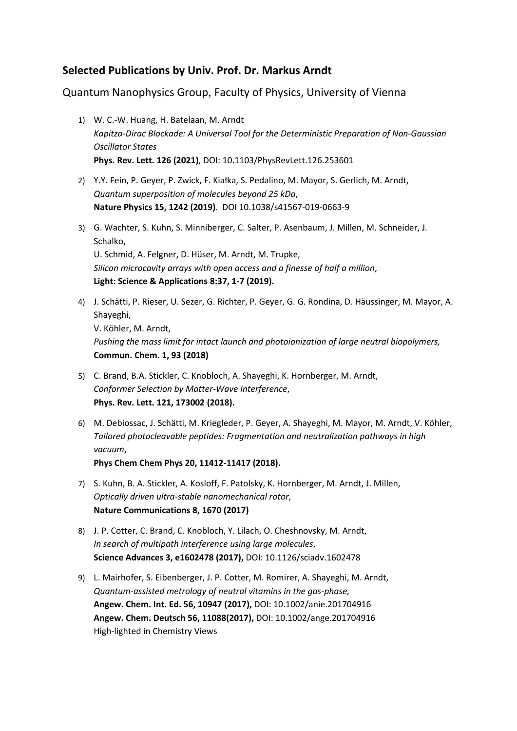## Selected Publications by Univ. Prof. Dr. Markus Arndt

Quantum Nanophysics Group, Faculty of Physics, University of Vienna

1) W. C.-W. Huang, H. Batelaan, M. Arndt
   *Kapitza-Dirac Blockade: A Universal Tool for the Deterministic Preparation of Non-Gaussian Oscillator States*
   **Phys. Rev. Lett. 126 (2021)**, DOI: 10.1103/PhysRevLett.126.253601

2) Y.Y. Fein, P. Geyer, P. Zwick, F. Kiałka, S. Pedalino, M. Mayor, S. Gerlich, M. Arndt,
   *Quantum superposition of molecules beyond 25 kDa*,
   **Nature Physics 15, 1242 (2019)**. DOI 10.1038/s41567-019-0663-9

3) G. Wachter, S. Kuhn, S. Minniberger, C. Salter, P. Asenbaum, J. Millen, M. Schneider, J. Schalko,
   U. Schmid, A. Felgner, D. Hüser, M. Arndt, M. Trupke,
   *Silicon microcavity arrays with open access and a finesse of half a million*,
   **Light: Science & Applications 8:37, 1-7 (2019).**

4) J. Schätti, P. Rieser, U. Sezer, G. Richter, P. Geyer, G. G. Rondina, D. Häussinger, M. Mayor, A. Shayeghi,
   V. Köhler, M. Arndt,
   *Pushing the mass limit for intact launch and photoionization of large neutral biopolymers,*
   **Commun. Chem. 1, 93 (2018)**

5) C. Brand, B.A. Stickler, C. Knobloch, A. Shayeghi, K. Hornberger, M. Arndt,
   *Conformer Selection by Matter-Wave Interference*,
   **Phys. Rev. Lett. 121, 173002 (2018).**

6) M. Debiossac, J. Schätti, M. Kriegleder, P. Geyer, A. Shayeghi, M. Mayor, M. Arndt, V. Köhler,
   *Tailored photocleavable peptides: Fragmentation and neutralization pathways in high vacuum*,
   **Phys Chem Chem Phys 20, 11412-11417 (2018).**

7) S. Kuhn, B. A. Stickler, A. Kosloff, F. Patolsky, K. Hornberger, M. Arndt, J. Millen,
   *Optically driven ultra-stable nanomechanical rotor*,
   **Nature Communications 8, 1670 (2017)**

8) J. P. Cotter, C. Brand, C. Knobloch, Y. Lilach, O. Cheshnovsky, M. Arndt,
   *In search of multipath interference using large molecules*,
   **Science Advances 3, e1602478 (2017),** DOI: 10.1126/sciadv.1602478

9) L. Mairhofer, S. Eibenberger, J. P. Cotter, M. Romirer, A. Shayeghi, M. Arndt,
   *Quantum-assisted metrology of neutral vitamins in the gas-phase,*
   **Angew. Chem. Int. Ed. 56, 10947 (2017),** DOI: 10.1002/anie.201704916
   **Angew. Chem. Deutsch 56, 11088(2017),** DOI: 10.1002/ange.201704916
   High-lighted in Chemistry Views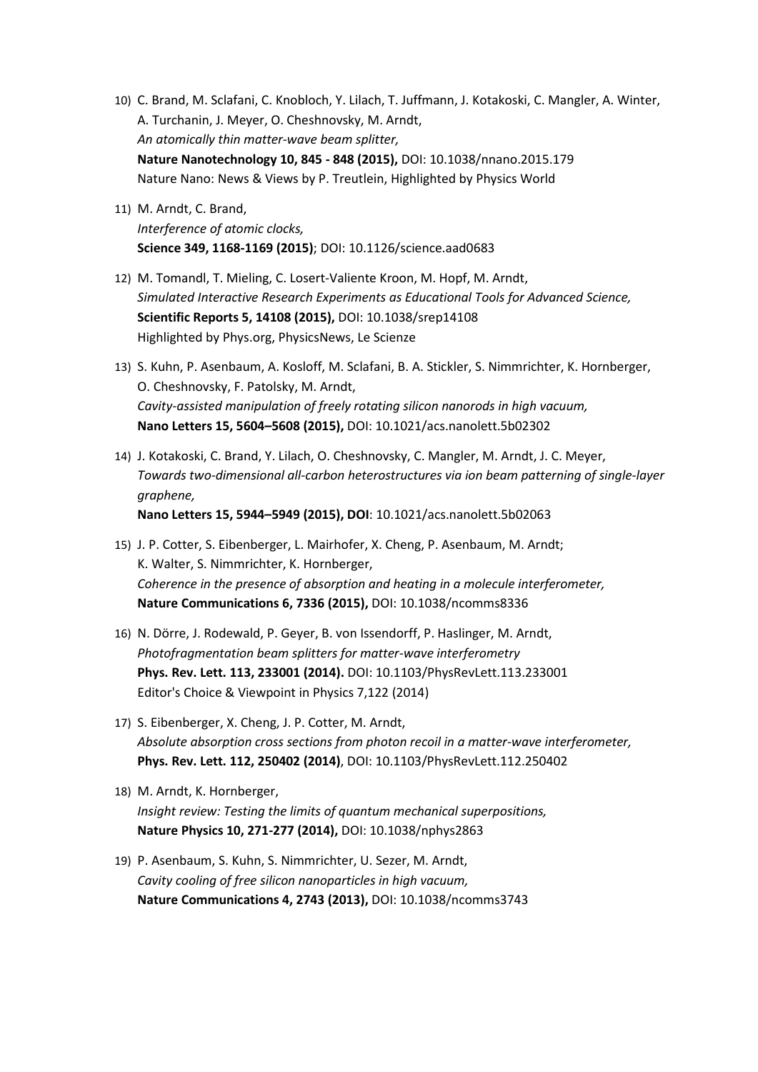10) C. Brand, M. Sclafani, C. Knobloch, Y. Lilach, T. Juffmann, J. Kotakoski, C. Mangler, A. Winter, A. Turchanin, J. Meyer, O. Cheshnovsky, M. Arndt,
    *An atomically thin matter-wave beam splitter,*
    **Nature Nanotechnology 10, 845 - 848 (2015),** DOI: 10.1038/nnano.2015.179
    Nature Nano: News & Views by P. Treutlein, Highlighted by Physics World

11) M. Arndt, C. Brand,
    *Interference of atomic clocks,*
    **Science 349, 1168-1169 (2015)**; DOI: 10.1126/science.aad0683

12) M. Tomandl, T. Mieling, C. Losert-Valiente Kroon, M. Hopf, M. Arndt,
    *Simulated Interactive Research Experiments as Educational Tools for Advanced Science,*
    **Scientific Reports 5, 14108 (2015),** DOI: 10.1038/srep14108
    Highlighted by Phys.org, PhysicsNews, Le Scienze

13) S. Kuhn, P. Asenbaum, A. Kosloff, M. Sclafani, B. A. Stickler, S. Nimmrichter, K. Hornberger, O. Cheshnovsky, F. Patolsky, M. Arndt,
    *Cavity-assisted manipulation of freely rotating silicon nanorods in high vacuum,*
    **Nano Letters 15, 5604–5608 (2015),** DOI: 10.1021/acs.nanolett.5b02302

14) J. Kotakoski, C. Brand, Y. Lilach, O. Cheshnovsky, C. Mangler, M. Arndt, J. C. Meyer,
    *Towards two-dimensional all-carbon heterostructures via ion beam patterning of single-layer graphene,*
    **Nano Letters 15, 5944–5949 (2015), DOI**: 10.1021/acs.nanolett.5b02063

15) J. P. Cotter, S. Eibenberger, L. Mairhofer, X. Cheng, P. Asenbaum, M. Arndt; K. Walter, S. Nimmrichter, K. Hornberger,
    *Coherence in the presence of absorption and heating in a molecule interferometer,*
    **Nature Communications 6, 7336 (2015),** DOI: 10.1038/ncomms8336

16) N. Dörre, J. Rodewald, P. Geyer, B. von Issendorff, P. Haslinger, M. Arndt,
    *Photofragmentation beam splitters for matter-wave interferometry*
    **Phys. Rev. Lett. 113, 233001 (2014).** DOI: 10.1103/PhysRevLett.113.233001
    Editor's Choice & Viewpoint in Physics 7,122 (2014)

17) S. Eibenberger, X. Cheng, J. P. Cotter, M. Arndt,
    *Absolute absorption cross sections from photon recoil in a matter-wave interferometer,*
    **Phys. Rev. Lett. 112, 250402 (2014)**, DOI: 10.1103/PhysRevLett.112.250402

18) M. Arndt, K. Hornberger,
    *Insight review: Testing the limits of quantum mechanical superpositions,*
    **Nature Physics 10, 271-277 (2014),** DOI: 10.1038/nphys2863

19) P. Asenbaum, S. Kuhn, S. Nimmrichter, U. Sezer, M. Arndt,
    *Cavity cooling of free silicon nanoparticles in high vacuum,*
    **Nature Communications 4, 2743 (2013),** DOI: 10.1038/ncomms3743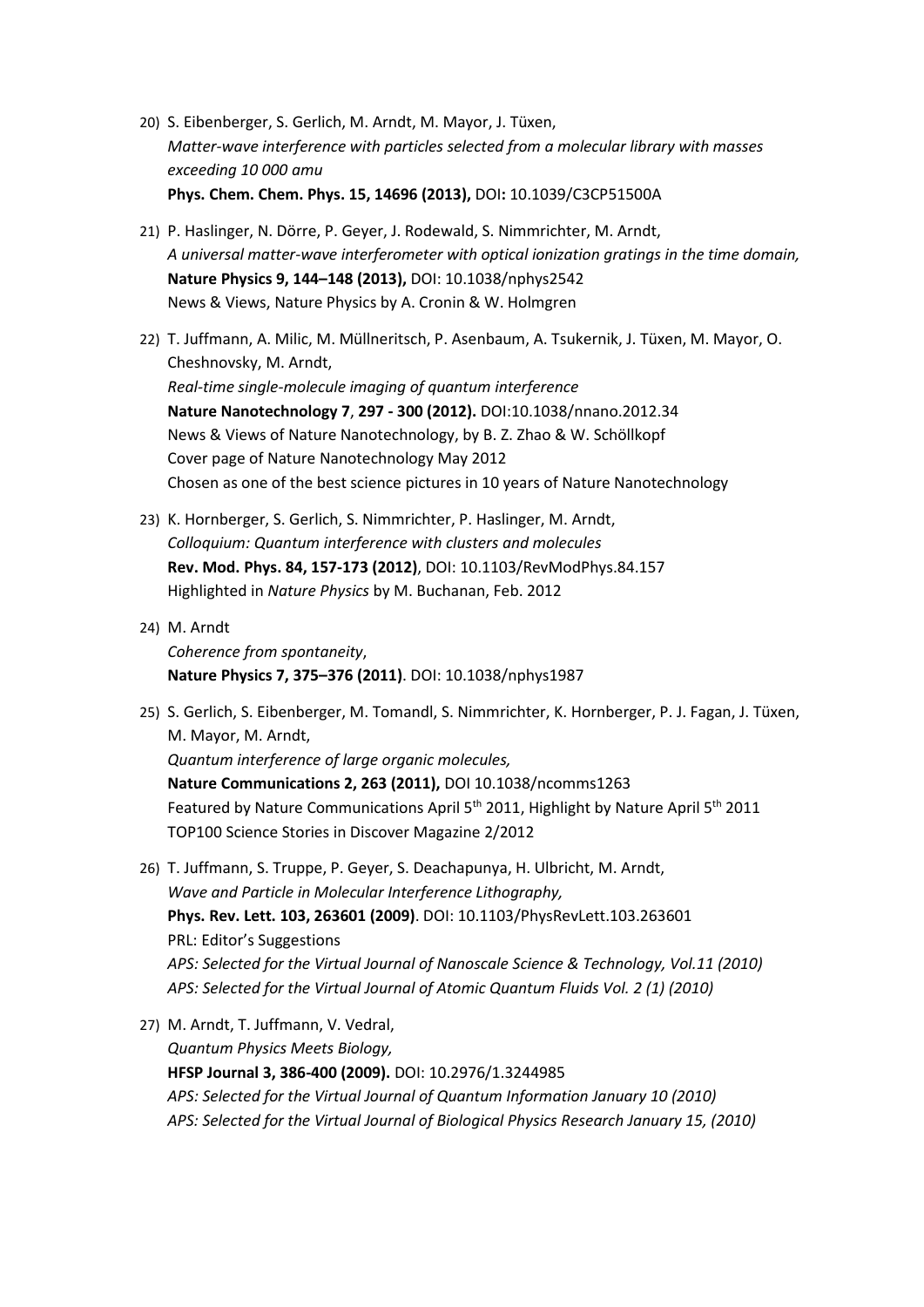20) S. Eibenberger, S. Gerlich, M. Arndt, M. Mayor, J. Tüxen,
*Matter-wave interference with particles selected from a molecular library with masses exceeding 10 000 amu*
**Phys. Chem. Chem. Phys. 15, 14696 (2013),** DOI**:** 10.1039/C3CP51500A

21) P. Haslinger, N. Dörre, P. Geyer, J. Rodewald, S. Nimmrichter, M. Arndt,
*A universal matter-wave interferometer with optical ionization gratings in the time domain,*
**Nature Physics 9, 144–148 (2013),** DOI: 10.1038/nphys2542
News & Views, Nature Physics by A. Cronin & W. Holmgren

22) T. Juffmann, A. Milic, M. Müllneritsch, P. Asenbaum, A. Tsukernik, J. Tüxen, M. Mayor, O. Cheshnovsky, M. Arndt,
*Real-time single-molecule imaging of quantum interference*
**Nature Nanotechnology 7**, **297 - 300 (2012).** DOI:10.1038/nnano.2012.34
News & Views of Nature Nanotechnology, by B. Z. Zhao & W. Schöllkopf
Cover page of Nature Nanotechnology May 2012
Chosen as one of the best science pictures in 10 years of Nature Nanotechnology

23) K. Hornberger, S. Gerlich, S. Nimmrichter, P. Haslinger, M. Arndt,
*Colloquium: Quantum interference with clusters and molecules*
**Rev. Mod. Phys. 84, 157-173 (2012)**, DOI: 10.1103/RevModPhys.84.157
Highlighted in *Nature Physics* by M. Buchanan, Feb. 2012

24) M. Arndt
*Coherence from spontaneity*,
**Nature Physics 7, 375–376 (2011)**. DOI: 10.1038/nphys1987

25) S. Gerlich, S. Eibenberger, M. Tomandl, S. Nimmrichter, K. Hornberger, P. J. Fagan, J. Tüxen, M. Mayor, M. Arndt,
*Quantum interference of large organic molecules,*
**Nature Communications 2, 263 (2011),** DOI 10.1038/ncomms1263
Featured by Nature Communications April 5th 2011, Highlight by Nature April 5th 2011
TOP100 Science Stories in Discover Magazine 2/2012

26) T. Juffmann, S. Truppe, P. Geyer, S. Deachapunya, H. Ulbricht, M. Arndt,
*Wave and Particle in Molecular Interference Lithography,*
**Phys. Rev. Lett. 103, 263601 (2009)**. DOI: 10.1103/PhysRevLett.103.263601
PRL: Editor's Suggestions
*APS: Selected for the Virtual Journal of Nanoscale Science & Technology, Vol.11 (2010)*
*APS: Selected for the Virtual Journal of Atomic Quantum Fluids Vol. 2 (1) (2010)*

27) M. Arndt, T. Juffmann, V. Vedral,
*Quantum Physics Meets Biology,*
**HFSP Journal 3, 386-400 (2009).** DOI: 10.2976/1.3244985
*APS: Selected for the Virtual Journal of Quantum Information January 10 (2010)*
*APS: Selected for the Virtual Journal of Biological Physics Research January 15, (2010)*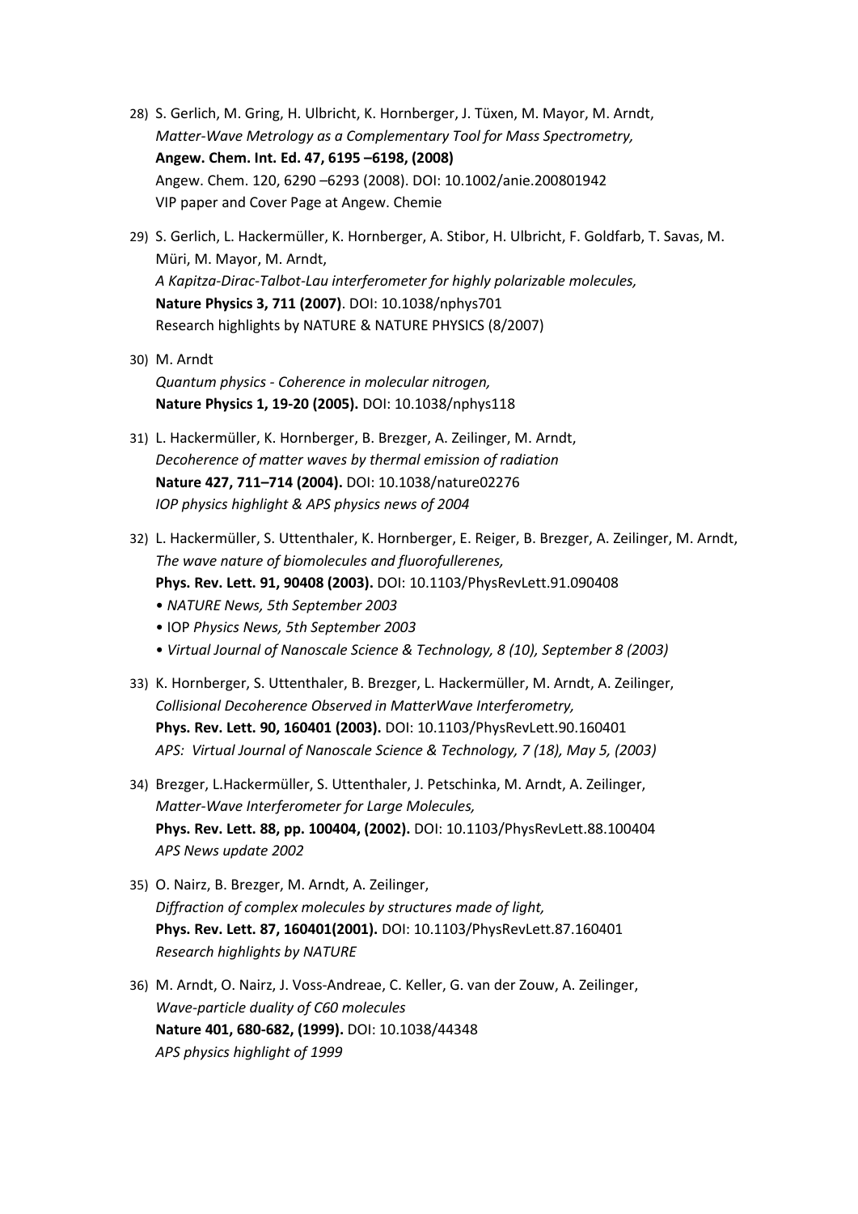28) S. Gerlich, M. Gring, H. Ulbricht, K. Hornberger, J. Tüxen, M. Mayor, M. Arndt,
    *Matter-Wave Metrology as a Complementary Tool for Mass Spectrometry,*
    **Angew. Chem. Int. Ed. 47, 6195 –6198, (2008)**
    Angew. Chem. 120, 6290 –6293 (2008). DOI: 10.1002/anie.200801942
    VIP paper and Cover Page at Angew. Chemie

29) S. Gerlich, L. Hackermüller, K. Hornberger, A. Stibor, H. Ulbricht, F. Goldfarb, T. Savas, M. Müri, M. Mayor, M. Arndt,
    *A Kapitza-Dirac-Talbot-Lau interferometer for highly polarizable molecules,*
    **Nature Physics 3, 711 (2007)**. DOI: 10.1038/nphys701
    Research highlights by NATURE & NATURE PHYSICS (8/2007)

30) M. Arndt
    *Quantum physics - Coherence in molecular nitrogen,*
    **Nature Physics 1, 19-20 (2005).** DOI: 10.1038/nphys118

31) L. Hackermüller, K. Hornberger, B. Brezger, A. Zeilinger, M. Arndt,
    *Decoherence of matter waves by thermal emission of radiation*
    **Nature 427, 711–714 (2004).** DOI: 10.1038/nature02276
    *IOP physics highlight & APS physics news of 2004*

32) L. Hackermüller, S. Uttenthaler, K. Hornberger, E. Reiger, B. Brezger, A. Zeilinger, M. Arndt,
    *The wave nature of biomolecules and fluorofullerenes,*
    **Phys. Rev. Lett. 91, 90408 (2003).** DOI: 10.1103/PhysRevLett.91.090408
    - *NATURE News, 5th September 2003*
    - IOP *Physics News, 5th September 2003*
    - *Virtual Journal of Nanoscale Science & Technology, 8 (10), September 8 (2003)*

33) K. Hornberger, S. Uttenthaler, B. Brezger, L. Hackermüller, M. Arndt, A. Zeilinger,
    *Collisional Decoherence Observed in MatterWave Interferometry,*
    **Phys. Rev. Lett. 90, 160401 (2003).** DOI: 10.1103/PhysRevLett.90.160401
    *APS: Virtual Journal of Nanoscale Science & Technology, 7 (18), May 5, (2003)*

34) Brezger, L.Hackermüller, S. Uttenthaler, J. Petschinka, M. Arndt, A. Zeilinger,
    *Matter-Wave Interferometer for Large Molecules,*
    **Phys. Rev. Lett. 88, pp. 100404, (2002).** DOI: 10.1103/PhysRevLett.88.100404
    *APS News update 2002*

35) O. Nairz, B. Brezger, M. Arndt, A. Zeilinger,
    *Diffraction of complex molecules by structures made of light,*
    **Phys. Rev. Lett. 87, 160401(2001).** DOI: 10.1103/PhysRevLett.87.160401
    *Research highlights by NATURE*

36) M. Arndt, O. Nairz, J. Voss-Andreae, C. Keller, G. van der Zouw, A. Zeilinger,
    *Wave-particle duality of C60 molecules*
    **Nature 401, 680-682, (1999).** DOI: 10.1038/44348
    *APS physics highlight of 1999*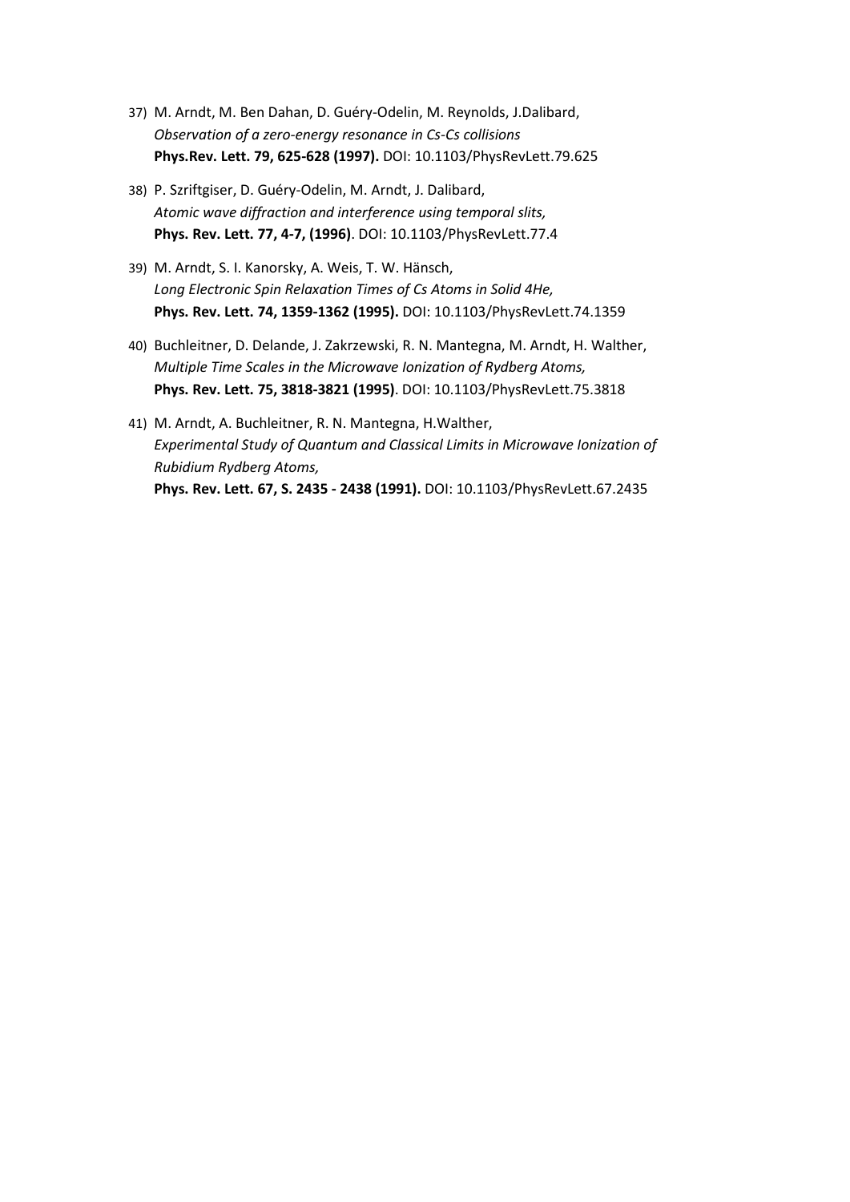37) M. Arndt, M. Ben Dahan, D. Guéry-Odelin, M. Reynolds, J.Dalibard,
*Observation of a zero-energy resonance in Cs-Cs collisions*
**Phys.Rev. Lett. 79, 625-628 (1997).** DOI: 10.1103/PhysRevLett.79.625

38) P. Szriftgiser, D. Guéry-Odelin, M. Arndt, J. Dalibard,
*Atomic wave diffraction and interference using temporal slits,*
**Phys. Rev. Lett. 77, 4-7, (1996)**. DOI: 10.1103/PhysRevLett.77.4

39) M. Arndt, S. I. Kanorsky, A. Weis, T. W. Hänsch,
*Long Electronic Spin Relaxation Times of Cs Atoms in Solid 4He,*
**Phys. Rev. Lett. 74, 1359-1362 (1995).** DOI: 10.1103/PhysRevLett.74.1359

40) Buchleitner, D. Delande, J. Zakrzewski, R. N. Mantegna, M. Arndt, H. Walther,
*Multiple Time Scales in the Microwave Ionization of Rydberg Atoms,*
**Phys. Rev. Lett. 75, 3818-3821 (1995)**. DOI: 10.1103/PhysRevLett.75.3818

41) M. Arndt, A. Buchleitner, R. N. Mantegna, H.Walther,
*Experimental Study of Quantum and Classical Limits in Microwave Ionization of Rubidium Rydberg Atoms,*
**Phys. Rev. Lett. 67, S. 2435 - 2438 (1991).** DOI: 10.1103/PhysRevLett.67.2435